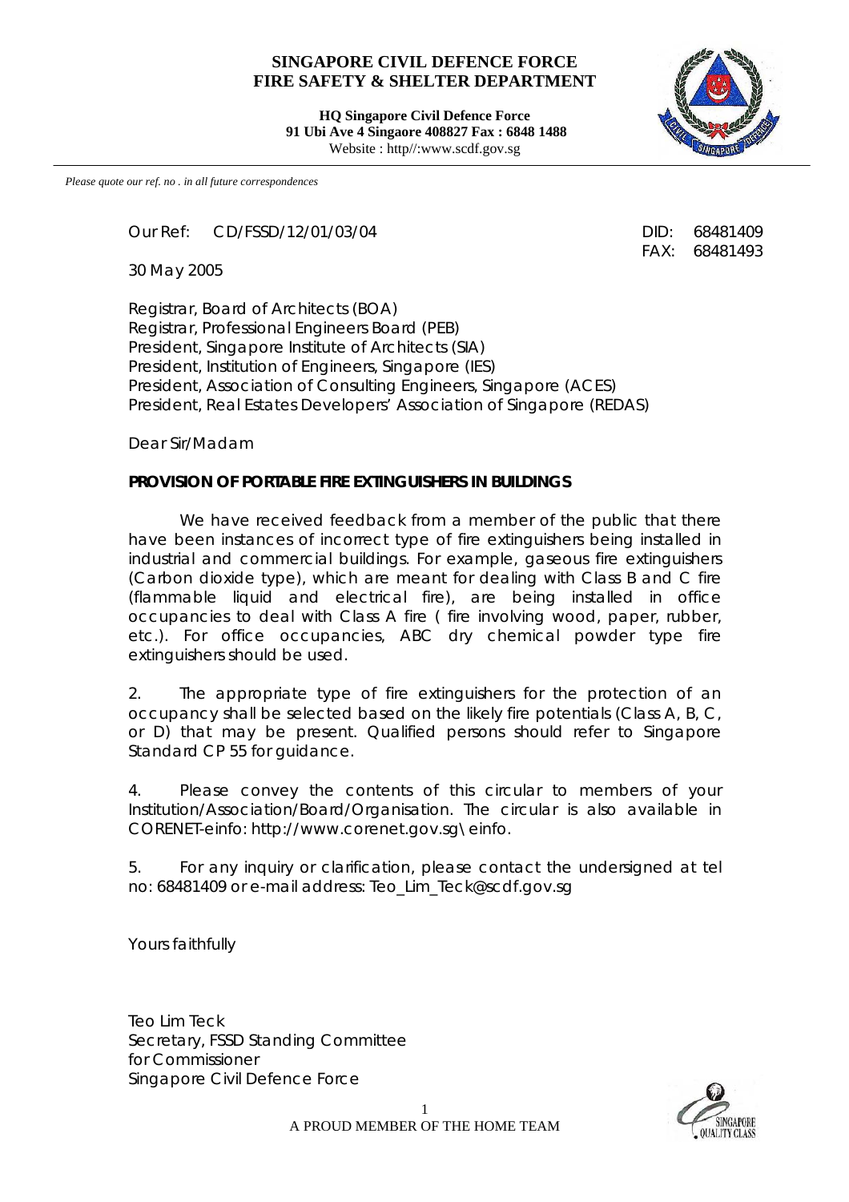**SINGAPORE CIVIL DEFENCE FORCE**
**FIRE SAFETY & SHELTER DEPARTMENT**

**HQ Singapore Civil Defence Force**
**91 Ubi Ave 4 Singaore 408827 Fax : 6848 1488**
Website : http//:www.scdf.gov.sg

*Please quote our ref. no . in all future correspondences*

Our Ref: CD/FSSD/12/01/03/04

DID: 68481409
FAX: 68481493

30 May 2005

Registrar, Board of Architects (BOA)
Registrar, Professional Engineers Board (PEB)
President, Singapore Institute of Architects (SIA)
President, Institution of Engineers, Singapore (IES)
President, Association of Consulting Engineers, Singapore (ACES)
President, Real Estates Developers' Association of Singapore (REDAS)

Dear Sir/Madam

**PROVISION OF PORTABLE FIRE EXTINGUISHERS IN BUILDINGS**

We have received feedback from a member of the public that there have been instances of incorrect type of fire extinguishers being installed in industrial and commercial buildings. For example, gaseous fire extinguishers (Carbon dioxide type), which are meant for dealing with Class B and C fire (flammable liquid and electrical fire), are being installed in office occupancies to deal with Class A fire ( fire involving wood, paper, rubber, etc.). For office occupancies, ABC dry chemical powder type fire extinguishers should be used.

2. The appropriate type of fire extinguishers for the protection of an occupancy shall be selected based on the likely fire potentials (Class A, B, C, or D) that may be present. Qualified persons should refer to Singapore Standard CP 55 for guidance.

4. Please convey the contents of this circular to members of your Institution/Association/Board/Organisation. The circular is also available in CORENET-einfo: http://www.corenet.gov.sg\einfo.

5. For any inquiry or clarification, please contact the undersigned at tel no: 68481409 or e-mail address: Teo_Lim_Teck@scdf.gov.sg

Yours faithfully

Teo Lim Teck
Secretary, FSSD Standing Committee
for Commissioner
Singapore Civil Defence Force

A PROUD MEMBER OF THE HOME TEAM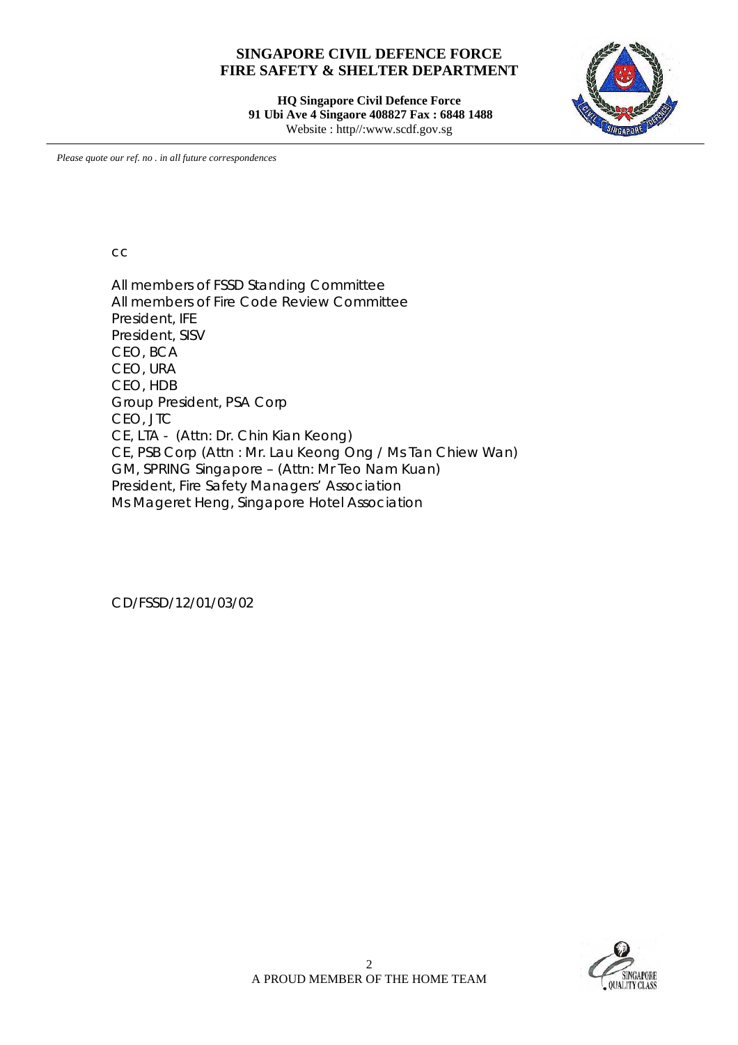**SINGAPORE CIVIL DEFENCE FORCE**
**FIRE SAFETY & SHELTER DEPARTMENT**

**HQ Singapore Civil Defence Force**
**91 Ubi Ave 4 Singaore 408827 Fax : 6848 1488**
Website : http//:www.scdf.gov.sg

*Please quote our ref. no . in all future correspondences*

cc

All members of FSSD Standing Committee
All members of Fire Code Review Committee
President, IFE
President, SISV
CEO, BCA
CEO, URA
CEO, HDB
Group President, PSA Corp
CEO, JTC
CE, LTA - (Attn: Dr. Chin Kian Keong)
CE, PSB Corp (Attn : Mr. Lau Keong Ong / Ms Tan Chiew Wan)
GM, SPRING Singapore – (Attn: Mr Teo Nam Kuan)
President, Fire Safety Managers' Association
Ms Mageret Heng, Singapore Hotel Association

CD/FSSD/12/01/03/02

A PROUD MEMBER OF THE HOME TEAM